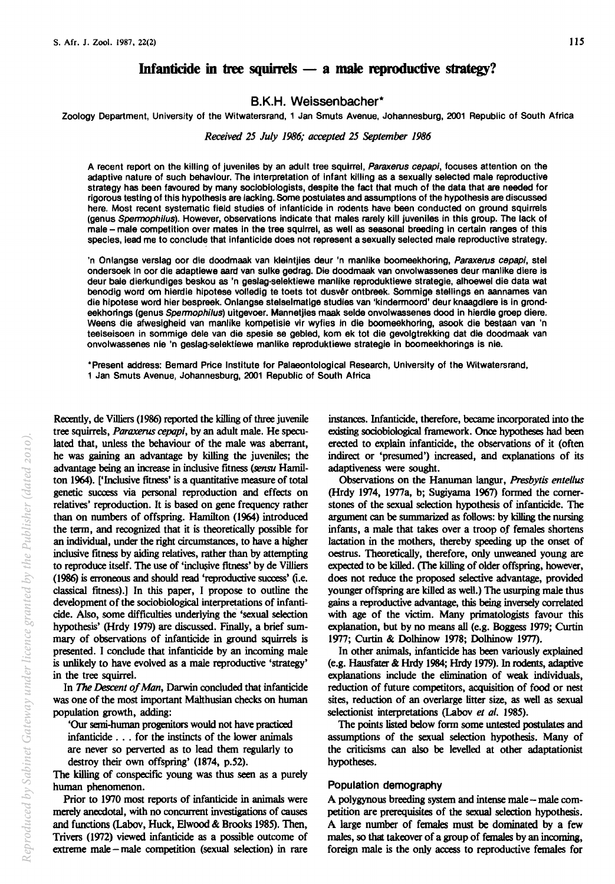# Infanticide in tree squirrels — a male reproductive strategy?

## B.K.H. Weissenbacher*

Zoology Department, University of the Witwatersrand, 1 Jan Smuts Avenue, Johannesburg, 2001 Republic of South Africa

*Received 25 July 1986; accepted 25 September 1986*

A recent report on the killing of juveniles by an adult tree squirrel, *Paraxerus cepapi*, focuses attention on the adaptive nature of such behaviour. The interpretation of infant killing as a sexually selected male reproductive strategy has been favoured by many sociobiologists, despite the fact that much of the data that are needed for rigorous testing of this hypothesis are lacking. Some postulates and assumptions of the hypothesis are discussed here. Most recent systematic field studies of infanticide in rodents have been conducted on ground squirrels (genus *Spermophilus*). However, observations indicate that males rarely kill juveniles in this group. The lack of male – male competition over mates in the tree squirrel, as well as seasonal breeding in certain ranges of this species, lead me to conclude that infanticide does not represent a sexually selected male reproductive strategy.

'n Onlangse verslag oor die doodmaak van kleintjies deur 'n manlike boomeekhoring, *Paraxerus cepapi*, stel ondersoek in oor die adaptiewe aard van sulke gedrag. Die doodmaak van onvolwassenes deur manlike diere is deur baie dierkundiges beskou as 'n geslag-selektiewe manlike reproduktiewe strategie, alhoewel die data wat benodig word om hierdie hipotese volledig te toets tot dusvêr ontbreek. Sommige stellings en aannames van die hipotese word hier bespreek. Onlangse stelselmatige studies van 'kindermoord' deur knaagdiere is in grondeekhorings (genus *Spermophilus*) uitgevoer. Mannetjies maak selde onvolwassenes dood in hierdie groep diere. Weens die afwesigheid van manlike kompetisie vir wyfies in die boomeekhoring, asook die bestaan van 'n teelseisoen in sommige dele van die spesie se gebied, kom ek tot die gevolgtrekking dat die doodmaak van onvolwassenes nie 'n geslag-selektiewe manlike reproduktiewe strategie in boomeekhorings is nie.

*Present address: Bernard Price Institute for Palaeontological Research, University of the Witwatersrand, 1 Jan Smuts Avenue, Johannesburg, 2001 Republic of South Africa

Recently, de Villiers (1986) reported the killing of three juvenile tree squirrels, *Paraxerus cepapi*, by an adult male. He speculated that, unless the behaviour of the male was aberrant, he was gaining an advantage by killing the juveniles; the advantage being an increase in inclusive fitness (*sensu* Hamilton 1964). ['Inclusive fitness' is a quantitative measure of total genetic success via personal reproduction and effects on relatives' reproduction. It is based on gene frequency rather than on numbers of offspring. Hamilton (1964) introduced the term, and recognized that it is theoretically possible for an individual, under the right circumstances, to have a higher inclusive fitness by aiding relatives, rather than by attempting to reproduce itself. The use of 'inclusive fitness' by de Villiers (1986) is erroneous and should read 'reproductive success' (i.e. classical fitness).] In this paper, I propose to outline the development of the sociobiological interpretations of infanticide. Also, some difficulties underlying the 'sexual selection hypothesis' (Hrdy 1979) are discussed. Finally, a brief summary of observations of infanticide in ground squirrels is presented. I conclude that infanticide by an incoming male is unlikely to have evolved as a male reproductive 'strategy' in the tree squirrel.

In *The Descent of Man*, Darwin concluded that infanticide was one of the most important Malthusian checks on human population growth, adding:

'Our semi-human progenitors would not have practiced infanticide . . . for the instincts of the lower animals are never so perverted as to lead them regularly to destroy their own offspring' (1874, p.52).

The killing of conspecific young was thus seen as a purely human phenomenon.

Prior to 1970 most reports of infanticide in animals were merely anecdotal, with no concurrent investigations of causes and functions (Labov, Huck, Elwood & Brooks 1985). Then, Trivers (1972) viewed infanticide as a possible outcome of extreme male – male competition (sexual selection) in rare instances. Infanticide, therefore, became incorporated into the existing sociobiological framework. Once hypotheses had been erected to explain infanticide, the observations of it (often indirect or 'presumed') increased, and explanations of its adaptiveness were sought.

Observations on the Hanuman langur, *Presbytis entellus* (Hrdy 1974, 1977a, b; Sugiyama 1967) formed the cornerstones of the sexual selection hypothesis of infanticide. The argument can be summarized as follows: by killing the nursing infants, a male that takes over a troop of females shortens lactation in the mothers, thereby speeding up the onset of oestrus. Theoretically, therefore, only unweaned young are expected to be killed. (The killing of older offspring, however, does not reduce the proposed selective advantage, provided younger offspring are killed as well.) The usurping male thus gains a reproductive advantage, this being inversely correlated with age of the victim. Many primatologists favour this explanation, but by no means all (e.g. Boggess 1979; Curtin 1977; Curtin & Dolhinow 1978; Dolhinow 1977).

In other animals, infanticide has been variously explained (e.g. Hausfater & Hrdy 1984; Hrdy 1979). In rodents, adaptive explanations include the elimination of weak individuals, reduction of future competitors, acquisition of food or nest sites, reduction of an overlarge litter size, as well as sexual selectionist interpretations (Labov *et al.* 1985).

The points listed below form some untested postulates and assumptions of the sexual selection hypothesis. Many of the criticisms can also be levelled at other adaptationist hypotheses.

### Population demography

A polygynous breeding system and intense male – male competition are prerequisites of the sexual selection hypothesis. A large number of females must be dominated by a few males, so that takeover of a group of females by an incoming, foreign male is the only access to reproductive females for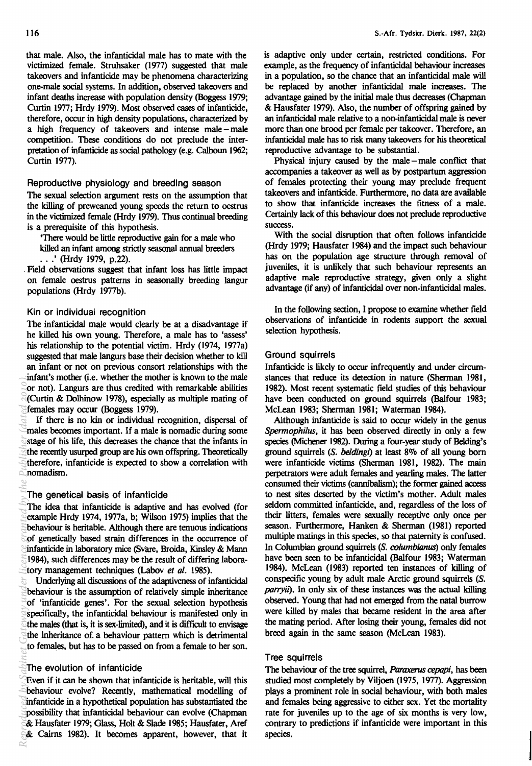that male. Also, the infanticidal male has to mate with the victimized female. Struhsaker (1977) suggested that male takeovers and infanticide may be phenomena characterizing one-male social systems. In addition, observed takeovers and infant deaths increase with population density (Boggess 1979; Curtin 1977; Hrdy 1979). Most observed cases of infanticide, therefore, occur in high density populations, characterized by a high frequency of takeovers and intense male–male competition. These conditions do not preclude the interpretation of infanticide as social pathology (e.g. Calhoun 1962; Curtin 1977).

### Reproductive physiology and breeding season

The sexual selection argument rests on the assumption that the killing of preweaned young speeds the return to oestrus in the victimized female (Hrdy 1979). Thus continual breeding is a prerequisite of this hypothesis.

'There would be little reproductive gain for a male who killed an infant among strictly seasonal annual breeders . . .' (Hrdy 1979, p.22).

Field observations suggest that infant loss has little impact on female oestrus patterns in seasonally breeding langur populations (Hrdy 1977b).

### Kin or individual recognition

The infanticidal male would clearly be at a disadvantage if he killed his own young. Therefore, a male has to 'assess' his relationship to the potential victim. Hrdy (1974, 1977a) suggested that male langurs base their decision whether to kill an infant or not on previous consort relationships with the infant's mother (i.e. whether the mother is known to the male or not). Langurs are thus credited with remarkable abilities (Curtin & Dolhinow 1978), especially as multiple mating of females may occur (Boggess 1979).

If there is no kin or individual recognition, dispersal of males becomes important. If a male is nomadic during some stage of his life, this decreases the chance that the infants in the recently usurped group are his own offspring. Theoretically therefore, infanticide is expected to show a correlation with nomadism.

### The genetical basis of infanticide

The idea that infanticide is adaptive and has evolved (for example Hrdy 1974, 1977a, b; Wilson 1975) implies that the behaviour is heritable. Although there are tenuous indications of genetically based strain differences in the occurrence of infanticide in laboratory mice (Svare, Broida, Kinsley & Mann 1984), such differences may be the result of differing laboratory management techniques (Labov *et al.* 1985).

Underlying all discussions of the adaptiveness of infanticidal behaviour is the assumption of relatively simple inheritance of 'infanticide genes'. For the sexual selection hypothesis specifically, the infanticidal behaviour is manifested only in the males (that is, it is sex-limited), and it is difficult to envisage the inheritance of a behaviour pattern which is detrimental to females, but has to be passed on from a female to her son.

### The evolution of infanticide

Even if it can be shown that infanticide is heritable, will this behaviour evolve? Recently, mathematical modelling of infanticide in a hypothetical population has substantiated the possibility that infanticidal behaviour can evolve (Chapman & Hausfater 1979; Glass, Holt & Slade 1985; Hausfater, Aref & Cairns 1982). It becomes apparent, however, that it is adaptive only under certain, restricted conditions. For example, as the frequency of infanticidal behaviour increases in a population, so the chance that an infanticidal male will be replaced by another infanticidal male increases. The advantage gained by the initial male thus decreases (Chapman & Hausfater 1979). Also, the number of offspring gained by an infanticidal male relative to a non-infanticidal male is never more than one brood per female per takeover. Therefore, an infanticidal male has to risk many takeovers for his theoretical reproductive advantage to be substantial.

Physical injury caused by the male–male conflict that accompanies a takeover as well as by postpartum aggression of females protecting their young may preclude frequent takeovers and infanticide. Furthermore, no data are available to show that infanticide increases the fitness of a male. Certainly lack of this behaviour does not preclude reproductive success.

With the social disruption that often follows infanticide (Hrdy 1979; Hausfater 1984) and the impact such behaviour has on the population age structure through removal of juveniles, it is unlikely that such behaviour represents an adaptive male reproductive strategy, given only a slight advantage (if any) of infanticidal over non-infanticidal males.

In the following section, I propose to examine whether field observations of infanticide in rodents support the sexual selection hypothesis.

### Ground squirrels

Infanticide is likely to occur infrequently and under circumstances that reduce its detection in nature (Sherman 1981, 1982). Most recent systematic field studies of this behaviour have been conducted on ground squirrels (Balfour 1983; McLean 1983; Sherman 1981; Waterman 1984).

Although infanticide is said to occur widely in the genus *Spermophilus*, it has been observed directly in only a few species (Michener 1982). During a four-year study of Belding's ground squirrels (*S. beldingi*) at least 8% of all young born were infanticide victims (Sherman 1981, 1982). The main perpetrators were adult females and yearling males. The latter consumed their victims (cannibalism); the former gained access to nest sites deserted by the victim's mother. Adult males seldom committed infanticide, and, regardless of the loss of their litters, females were sexually receptive only once per season. Furthermore, Hanken & Sherman (1981) reported multiple matings in this species, so that paternity is confused. In Columbian ground squirrels (*S. columbianus*) only females have been seen to be infanticidal (Balfour 1983; Waterman 1984). McLean (1983) reported ten instances of killing of conspecific young by adult male Arctic ground squirrels (*S. parryii*). In only six of these instances was the actual killing observed. Young that had not emerged from the natal burrow were killed by males that became resident in the area after the mating period. After losing their young, females did not breed again in the same season (McLean 1983).

### Tree squirrels

The behaviour of the tree squirrel, *Paraxerus cepapi*, has been studied most completely by Viljoen (1975, 1977). Aggression plays a prominent role in social behaviour, with both males and females being aggressive to either sex. Yet the mortality rate for juveniles up to the age of six months is very low, contrary to predictions if infanticide were important in this species.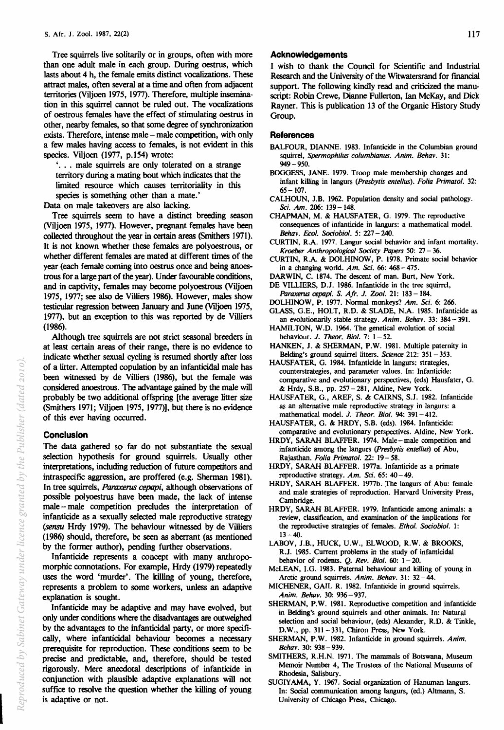Tree squirrels live solitarily or in groups, often with more than one adult male in each group. During oestrus, which lasts about 4 h, the female emits distinct vocalizations. These attract males, often several at a time and often from adjacent territories (Viljoen 1975, 1977). Therefore, multiple insemination in this squirrel cannot be ruled out. The vocalizations of oestrous females have the effect of stimulating oestrus in other, nearby females, so that some degree of synchronization exists. Therefore, intense male – male competition, with only a few males having access to females, is not evident in this species. Viljoen (1977, p.154) wrote:

> '. . . male squirrels are only tolerated on a strange territory during a mating bout which indicates that the limited resource which causes territoriality in this species is something other than a mate.'

Data on male takeovers are also lacking.

Tree squirrels seem to have a distinct breeding season (Viljoen 1975, 1977). However, pregnant females have been collected throughout the year in certain areas (Smithers 1971). It is not known whether these females are polyoestrous, or whether different females are mated at different times of the year (each female coming into oestrus once and being anoestrous for a large part of the year). Under favourable conditions, and in captivity, females may become polyoestrous (Viljoen 1975, 1977; see also de Villiers 1986). However, males show testicular regression between January and June (Viljoen 1975, 1977), but an exception to this was reported by de Villiers (1986).

Although tree squirrels are not strict seasonal breeders in at least certain areas of their range, there is no evidence to indicate whether sexual cycling is resumed shortly after loss of a litter. Attempted copulation by an infanticidal male has been witnessed by de Villiers (1986), but the female was considered anoestrous. The advantage gained by the male will probably be two additional offspring [the average litter size (Smithers 1971; Viljoen 1975, 1977)], but there is no evidence of this ever having occurred.

## Conclusion

The data gathered so far do not substantiate the sexual selection hypothesis for ground squirrels. Usually other interpretations, including reduction of future competitors and intraspecific aggression, are proffered (e.g. Sherman 1981). In tree squirrels, *Paraxerus cepapi*, although observations of possible polyoestrus have been made, the lack of intense male – male competition precludes the interpretation of infanticide as a sexually selected male reproductive strategy (*sensu* Hrdy 1979). The behaviour witnessed by de Villiers (1986) should, therefore, be seen as aberrant (as mentioned by the former author), pending further observations.

Infanticide represents a concept with many anthropomorphic connotations. For example, Hrdy (1979) repeatedly uses the word 'murder'. The killing of young, therefore, represents a problem to some workers, unless an adaptive explanation is sought.

Infanticide may be adaptive and may have evolved, but only under conditions where the disadvantages are outweighed by the advantages to the infanticidal party, or more specifically, where infanticidal behaviour becomes a necessary prerequisite for reproduction. These conditions seem to be precise and predictable, and, therefore, should be tested rigorously. Mere anecdotal descriptions of infanticide in conjunction with plausible adaptive explanations will not suffice to resolve the question whether the killing of young is adaptive or not.

## Acknowledgements

I wish to thank the Council for Scientific and Industrial Research and the University of the Witwatersrand for financial support. The following kindly read and criticized the manuscript: Robin Crewe, Dianne Fullerton, Ian McKay, and Dick Rayner. This is publication 13 of the Organic History Study Group.

## References

BALFOUR, DIANNE. 1983. Infanticide in the Columbian ground squirrel, *Spermophilus columbianus*. *Anim. Behav.* 31: 949 – 950.

BOGGESS, JANE. 1979. Troop male membership changes and infant killing in langurs (*Presbytis entellus*). *Folia Primatol.* 32: 65 – 107.

CALHOUN, J.B. 1962. Population density and social pathology. *Sci. Am.* 206: 139 – 148.

CHAPMAN, M. & HAUSFATER, G. 1979. The reproductive consequences of infanticide in langurs: a mathematical model. *Behav. Ecol. Sociobiol.* 5: 227 – 240.

CURTIN, R.A. 1977. Langur social behavior and infant mortality. *Kroeber Anthropological Society Papers* 50: 27 – 36.

CURTIN, R.A. & DOLHINOW, P. 1978. Primate social behavior in a changing world. *Am. Sci.* 66: 468 – 475.

DARWIN, C. 1874. The descent of man. Burt, New York.

DE VILLIERS, D.J. 1986. Infanticide in the tree squirrel, *Paraxerus cepapi*. *S. Afr. J. Zool.* 21: 183 – 184.

DOLHINOW, P. 1977. Normal monkeys? *Am. Sci.* 6: 266.

GLASS, G.E., HOLT, R.D. & SLADE, N.A. 1985. Infanticide as an evolutionarily stable strategy. *Anim. Behav.* 33: 384 – 391.

HAMILTON, W.D. 1964. The genetical evolution of social behaviour. *J. Theor. Biol.* 7: 1 – 52.

HANKEN, J. & SHERMAN, P.W. 1981. Multiple paternity in Belding's ground squirrel litters. *Science* 212: 351 – 353.

HAUSFATER, G. 1984. Infanticide in langurs: strategies, counterstrategies, and parameter values. In: Infanticide: comparative and evolutionary perspectives, (eds) Hausfater, G. & Hrdy, S.B., pp. 257 – 281, Aldine, New York.

HAUSFATER, G., AREF, S. & CAIRNS, S.J. 1982. Infanticide as an alternative male reproductive strategy in langurs: a mathematical model. *J. Theor. Biol.* 94: 391 – 412.

HAUSFATER, G. & HRDY, S.B. (eds). 1984. Infanticide: comparative and evolutionary perspectives. Aldine, New York.

HRDY, SARAH BLAFFER. 1974. Male – male competition and infanticide among the langurs (*Presbytis entellus*) of Abu, Rajasthan. *Folia Primatol.* 22: 19 – 58.

HRDY, SARAH BLAFFER. 1977a. Infanticide as a primate reproductive strategy. *Am. Sci.* 65: 40 – 49.

HRDY, SARAH BLAFFER. 1977b. The langurs of Abu: female and male strategies of reproduction. Harvard University Press, Cambridge.

HRDY, SARAH BLAFFER. 1979. Infanticide among animals: a review, classification, and examination of the implications for the reproductive strategies of females. *Ethol. Sociobiol.* 1: 13 – 40.

LABOV, J.B., HUCK, U.W., ELWOOD, R.W. & BROOKS, R.J. 1985. Current problems in the study of infanticidal behavior of rodents. *Q. Rev. Biol.* 60: 1 – 20.

McLEAN, I.G. 1983. Paternal behaviour and killing of young in Arctic ground squirrels. *Anim. Behav.* 31: 32 – 44.

MICHENER, GAIL R. 1982. Infanticide in ground squirrels. *Anim. Behav.* 30: 936 – 937.

SHERMAN, P.W. 1981. Reproductive competition and infanticide in Belding's ground squirrels and other animals. In: Natural selection and social behaviour, (eds) Alexander, R.D. & Tinkle, D.W., pp. 311 – 331, Chiron Press, New York.

SHERMAN, P.W. 1982. Infanticide in ground squirrels. *Anim. Behav.* 30: 938 – 939.

SMITHERS, R.H.N. 1971. The mammals of Botswana, Museum Memoir Number 4, The Trustees of the National Museums of Rhodesia, Salisbury.

SUGIYAMA, Y. 1967. Social organization of Hanuman langurs. In: Social communication among langurs, (ed.) Altmann, S. University of Chicago Press, Chicago.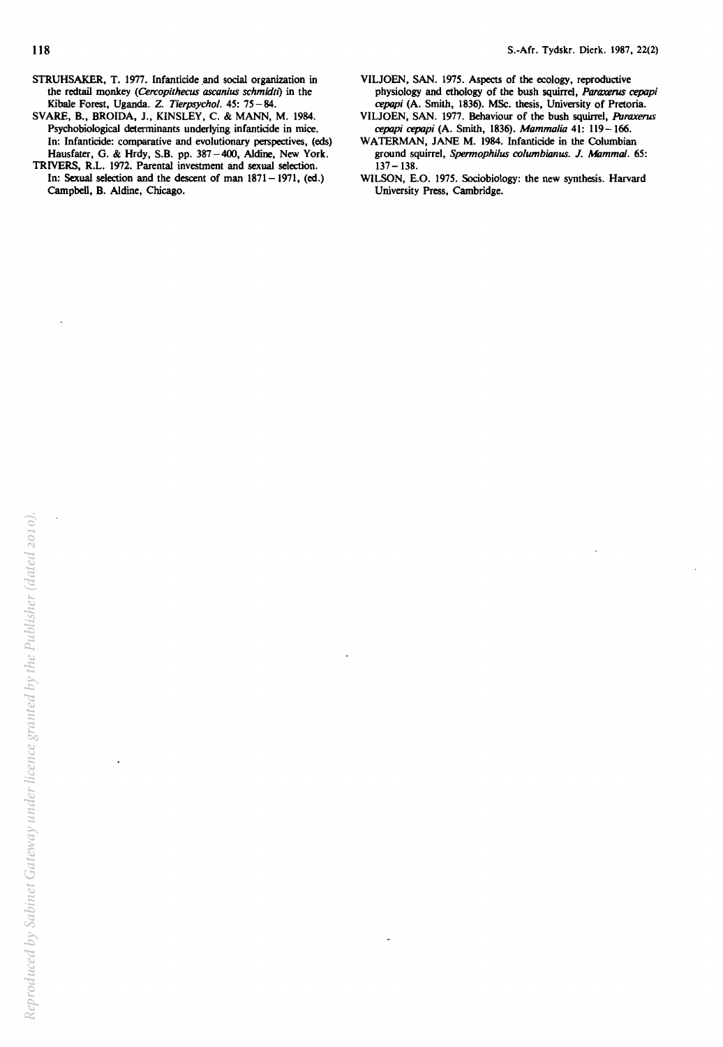STRUHSAKER, T. 1977. Infanticide and social organization in the redtail monkey (*Cercopithecus ascanius schmidti*) in the Kibale Forest, Uganda. *Z. Tierpsychol.* 45: 75 – 84.

SVARE, B., BROIDA, J., KINSLEY, C. & MANN, M. 1984. Psychobiological determinants underlying infanticide in mice. In: Infanticide: comparative and evolutionary perspectives, (eds) Hausfater, G. & Hrdy, S.B. pp. 387 – 400, Aldine, New York.

TRIVERS, R.L. 1972. Parental investment and sexual selection. In: Sexual selection and the descent of man 1871 – 1971, (ed.) Campbell, B. Aldine, Chicago.

VILJOEN, SAN. 1975. Aspects of the ecology, reproductive physiology and ethology of the bush squirrel, *Paraxerus cepapi cepapi* (A. Smith, 1836). MSc. thesis, University of Pretoria.

VILJOEN, SAN. 1977. Behaviour of the bush squirrel, *Paraxerus cepapi cepapi* (A. Smith, 1836). *Mammalia* 41: 119 – 166.

WATERMAN, JANE M. 1984. Infanticide in the Columbian ground squirrel, *Spermophilus columbianus*. *J. Mammal.* 65: 137 – 138.

WILSON, E.O. 1975. Sociobiology: the new synthesis. Harvard University Press, Cambridge.